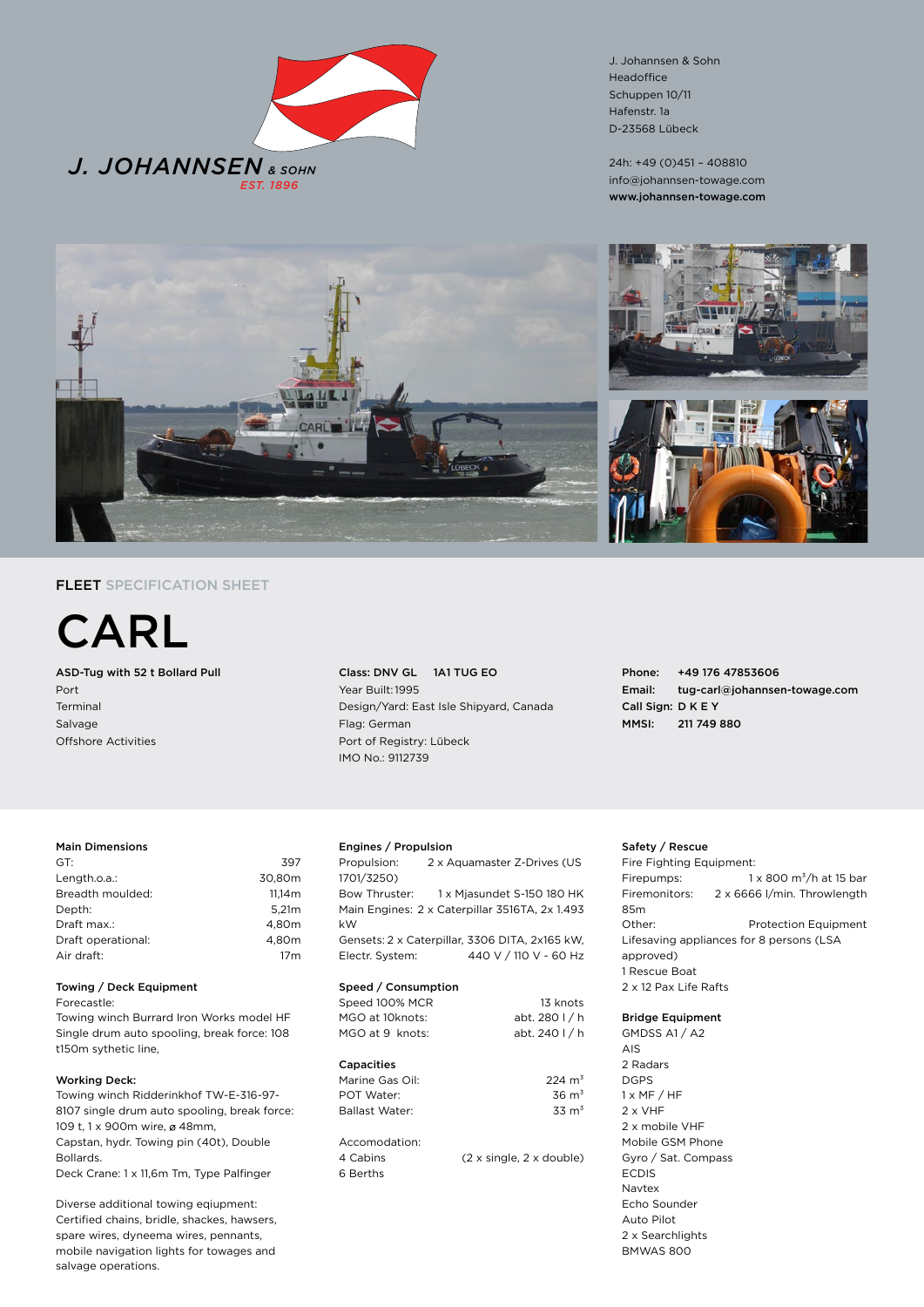J. JOHANNSEN & SOHN
EST. 1896

J. Johannsen & Sohn
Headoffice
Schuppen 10/11
Hafenstr. 1a
D-23568 Lübeck

24h: +49 (0)451 – 408810
info@johannsen-towage.com
www.johannsen-towage.com

FLEET SPECIFICATION SHEET

# CARL

**ASD-Tug with 52 t Bollard Pull**
Port
Terminal
Salvage
Offshore Activities

**Class: DNV GL 1A1 TUG EO**
Year Built: 1995
Design/Yard: East Isle Shipyard, Canada
Flag: German
Port of Registry: Lübeck
IMO No.: 9112739

**Phone:** **+49 176 47853606**
**Email:** **tug-carl@johannsen-towage.com**
**Call Sign: D K E Y**
**MMSI:** **211 749 880**

### Main Dimensions

| | |
|---|---|
| GT: | 397 |
| Length.o.a.: | 30,80m |
| Breadth moulded: | 11,14m |
| Depth: | 5,21m |
| Draft max.: | 4,80m |
| Draft operational: | 4,80m |
| Air draft: | 17m |

### Towing / Deck Equipment

Forecastle:
Towing winch Burrard Iron Works model HF Single drum auto spooling, break force: 108 t150m sythetic line,

**Working Deck:**
Towing winch Ridderinkhof TW-E-316-97-8107 single drum auto spooling, break force: 109 t, 1 x 900m wire, ø 48mm,
Capstan, hydr. Towing pin (40t), Double Bollards.
Deck Crane: 1 x 11,6m Tm, Type Palfinger

Diverse additional towing eqiupment: Certified chains, bridle, shackes, hawsers, spare wires, dyneema wires, pennants, mobile navigation lights for towages and salvage operations.

### Engines / Propulsion

Propulsion: 2 x Aquamaster Z-Drives (US 1701/3250)
Bow Thruster: 1 x Mjasundet S-150 180 HK
Main Engines: 2 x Caterpillar 3516TA, 2x 1.493 kW
Gensets: 2 x Caterpillar, 3306 DITA, 2x165 kW,
Electr. System: 440 V / 110 V - 60 Hz

### Speed / Consumption

| | |
|---|---|
| Speed 100% MCR | 13 knots |
| MGO at 10knots: | abt. 280 l / h |
| MGO at 9 knots: | abt. 240 l / h |

### Capacities

| | |
|---|---|
| Marine Gas Oil: | 224 m³ |
| POT Water: | 36 m³ |
| Ballast Water: | 33 m³ |

Accomodation:
4 Cabins (2 x single, 2 x double)
6 Berths

### Safety / Rescue

Fire Fighting Equipment:
Firepumps: 1 x 800 m³/h at 15 bar
Firemonitors: 2 x 6666 l/min. Throwlength 85m
Other: Protection Equipment
Lifesaving appliances for 8 persons (LSA approved)
1 Rescue Boat
2 x 12 Pax Life Rafts

### Bridge Equipment

GMDSS A1 / A2
AIS
2 Radars
DGPS
1 x MF / HF
2 x VHF
2 x mobile VHF
Mobile GSM Phone
Gyro / Sat. Compass
ECDIS
Navtex
Echo Sounder
Auto Pilot
2 x Searchlights
BMWAS 800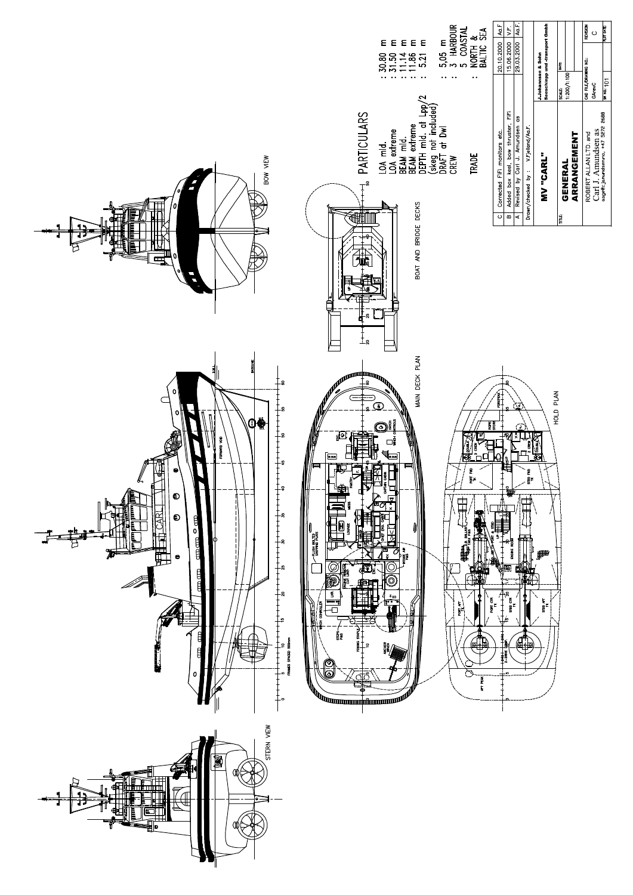## PARTICULARS

| | |
|---|---|
| LOA mld. | : 30.80 m |
| LOA extreme | : 31.50 m |
| BEAM mld. | : 11.14 m |
| BEAM extreme | : 11.86 m |
| DEPTH mld. at Lpp/2 (skeg not included) | : 5.21 m |
| DRAFT at Dwl | : 5,05 m |
| CREW | : 3 HARBOUR<br>5 COASTAL |
| TRADE | : NORTH & BALTIC SEA |

STERN VIEW

BOW VIEW

MAIN DECK PLAN

BOAT AND BRIDGE DECKS

HOLD PLAN

FRAMES SPACED 500mm

| | | | |
|---|---|---|---|
| C | Corrected FiFi monitors etc. | 20.10.2000 | Aa.F. |
| B | Added box keel, bow thruster, FiFi | 15.06.2000 | V.F. |
| A | Revised by Carl J. Amundsen as | 29.03.2000 | Aa.F. |

Drawn/checked by : V.Fjelland/Aa.F.

**MV "CARL"**

J.Johannsen & Sohn Seeschiepp und -transport GmbH

TITLE: **GENERAL ARRANGEMENT**

SCALE: 1:200/1:100

DATE:

ROBERT ALLAN LTD. and Carl J. Amundsen as cagefit:.jamundservice, +47 5272 2688

CAD FILE/DRAWING NO.: GArevC

REVISION: C

SHT NO.: 101